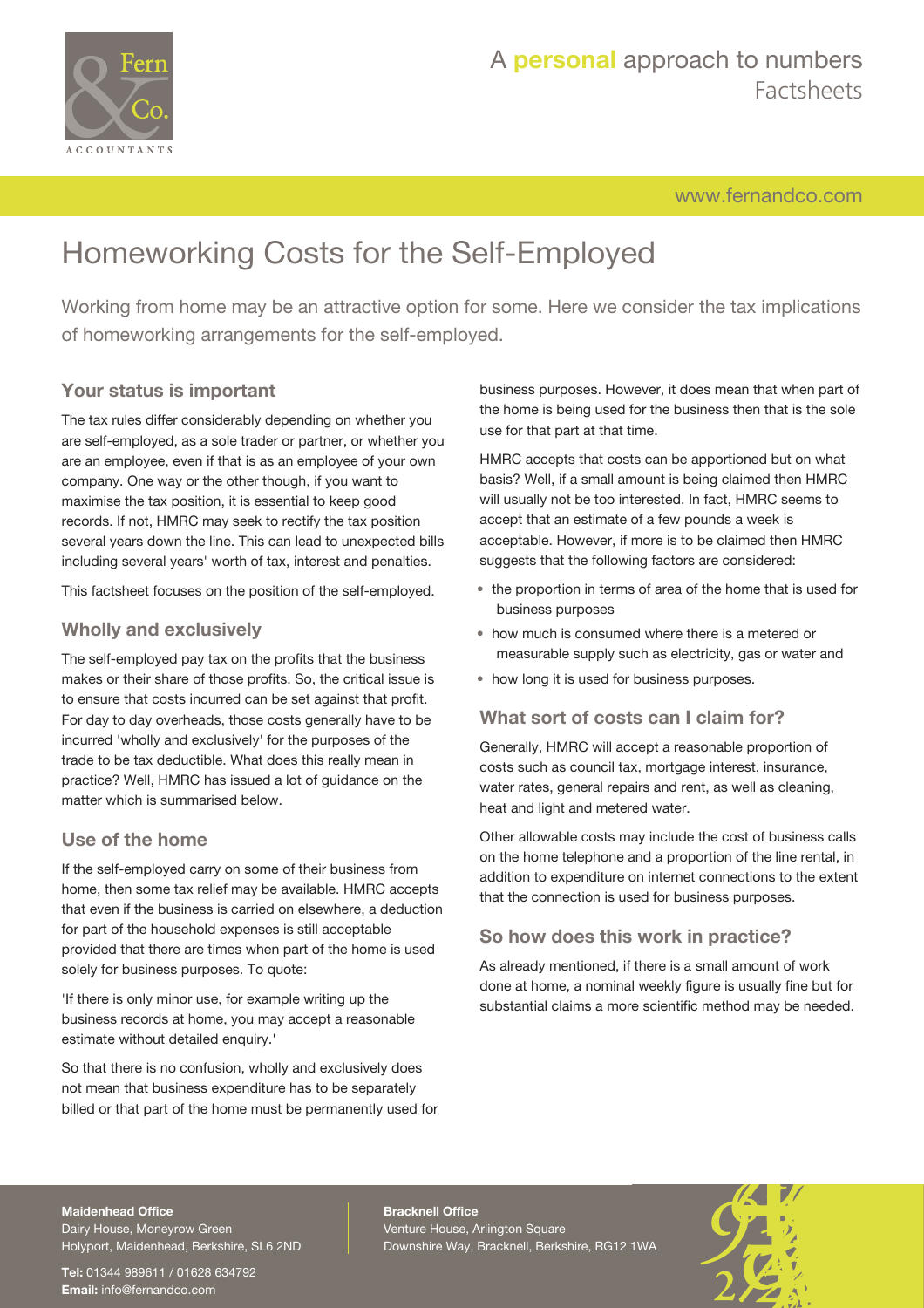# Homeworking Costs for the Self-Employed

Working from home may be an attractive option for some. Here we consider the tax implications of homeworking arrangements for the self-employed.

## Your status is important

The tax rules differ considerably depending on whether you are self-employed, as a sole trader or partner, or whether you are an employee, even if that is as an employee of your own company. One way or the other though, if you want to maximise the tax position, it is essential to keep good records. If not, HMRC may seek to rectify the tax position several years down the line. This can lead to unexpected bills including several years' worth of tax, interest and penalties.

This factsheet focuses on the position of the self-employed.

## Wholly and exclusively

The self-employed pay tax on the profits that the business makes or their share of those profits. So, the critical issue is to ensure that costs incurred can be set against that profit. For day to day overheads, those costs generally have to be incurred 'wholly and exclusively' for the purposes of the trade to be tax deductible. What does this really mean in practice? Well, HMRC has issued a lot of guidance on the matter which is summarised below.

## Use of the home

If the self-employed carry on some of their business from home, then some tax relief may be available. HMRC accepts that even if the business is carried on elsewhere, a deduction for part of the household expenses is still acceptable provided that there are times when part of the home is used solely for business purposes. To quote:

'If there is only minor use, for example writing up the business records at home, you may accept a reasonable estimate without detailed enquiry.'

So that there is no confusion, wholly and exclusively does not mean that business expenditure has to be separately billed or that part of the home must be permanently used for business purposes. However, it does mean that when part of the home is being used for the business then that is the sole use for that part at that time.

HMRC accepts that costs can be apportioned but on what basis? Well, if a small amount is being claimed then HMRC will usually not be too interested. In fact, HMRC seems to accept that an estimate of a few pounds a week is acceptable. However, if more is to be claimed then HMRC suggests that the following factors are considered:

- the proportion in terms of area of the home that is used for business purposes
- how much is consumed where there is a metered or measurable supply such as electricity, gas or water and
- how long it is used for business purposes.

## What sort of costs can I claim for?

Generally, HMRC will accept a reasonable proportion of costs such as council tax, mortgage interest, insurance, water rates, general repairs and rent, as well as cleaning, heat and light and metered water.

Other allowable costs may include the cost of business calls on the home telephone and a proportion of the line rental, in addition to expenditure on internet connections to the extent that the connection is used for business purposes.

## So how does this work in practice?

As already mentioned, if there is a small amount of work done at home, a nominal weekly figure is usually fine but for substantial claims a more scientific method may be needed.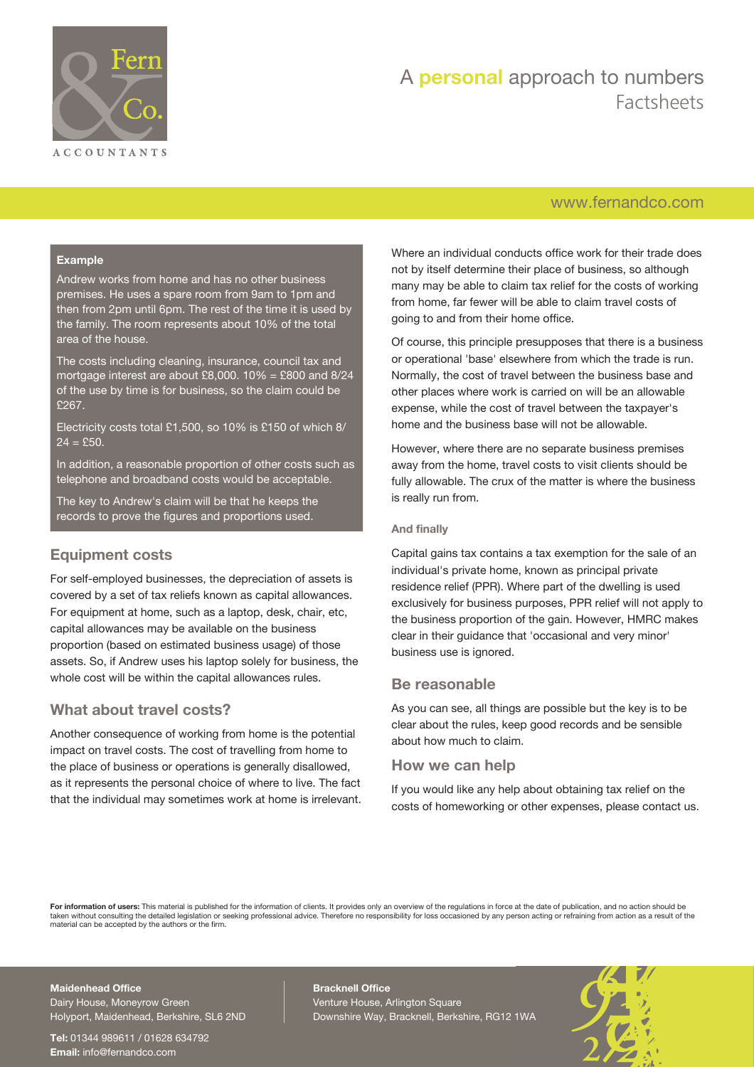**Example**

Andrew works from home and has no other business premises. He uses a spare room from 9am to 1pm and then from 2pm until 6pm. The rest of the time it is used by the family. The room represents about 10% of the total area of the house.

The costs including cleaning, insurance, council tax and mortgage interest are about £8,000. 10% = £800 and 8/24 of the use by time is for business, so the claim could be £267.

Electricity costs total £1,500, so 10% is £150 of which 8/24 = £50.

In addition, a reasonable proportion of other costs such as telephone and broadband costs would be acceptable.

The key to Andrew's claim will be that he keeps the records to prove the figures and proportions used.

## Equipment costs

For self-employed businesses, the depreciation of assets is covered by a set of tax reliefs known as capital allowances. For equipment at home, such as a laptop, desk, chair, etc, capital allowances may be available on the business proportion (based on estimated business usage) of those assets. So, if Andrew uses his laptop solely for business, the whole cost will be within the capital allowances rules.

## What about travel costs?

Another consequence of working from home is the potential impact on travel costs. The cost of travelling from home to the place of business or operations is generally disallowed, as it represents the personal choice of where to live. The fact that the individual may sometimes work at home is irrelevant. Where an individual conducts office work for their trade does not by itself determine their place of business, so although many may be able to claim tax relief for the costs of working from home, far fewer will be able to claim travel costs of going to and from their home office.

Of course, this principle presupposes that there is a business or operational 'base' elsewhere from which the trade is run. Normally, the cost of travel between the business base and other places where work is carried on will be an allowable expense, while the cost of travel between the taxpayer's home and the business base will not be allowable.

However, where there are no separate business premises away from the home, travel costs to visit clients should be fully allowable. The crux of the matter is where the business is really run from.

### And finally

Capital gains tax contains a tax exemption for the sale of an individual's private home, known as principal private residence relief (PPR). Where part of the dwelling is used exclusively for business purposes, PPR relief will not apply to the business proportion of the gain. However, HMRC makes clear in their guidance that 'occasional and very minor' business use is ignored.

## Be reasonable

As you can see, all things are possible but the key is to be clear about the rules, keep good records and be sensible about how much to claim.

## How we can help

If you would like any help about obtaining tax relief on the costs of homeworking or other expenses, please contact us.

**For information of users:** This material is published for the information of clients. It provides only an overview of the regulations in force at the date of publication, and no action should be taken without consulting the detailed legislation or seeking professional advice. Therefore no responsibility for loss occasioned by any person acting or refraining from action as a result of the material can be accepted by the authors or the firm.

**Maidenhead Office**
Dairy House, Moneyrow Green
Holyport, Maidenhead, Berkshire, SL6 2ND

**Tel:** 01344 989611 / 01628 634792
**Email:** info@fernandco.com

**Bracknell Office**
Venture House, Arlington Square
Downshire Way, Bracknell, Berkshire, RG12 1WA